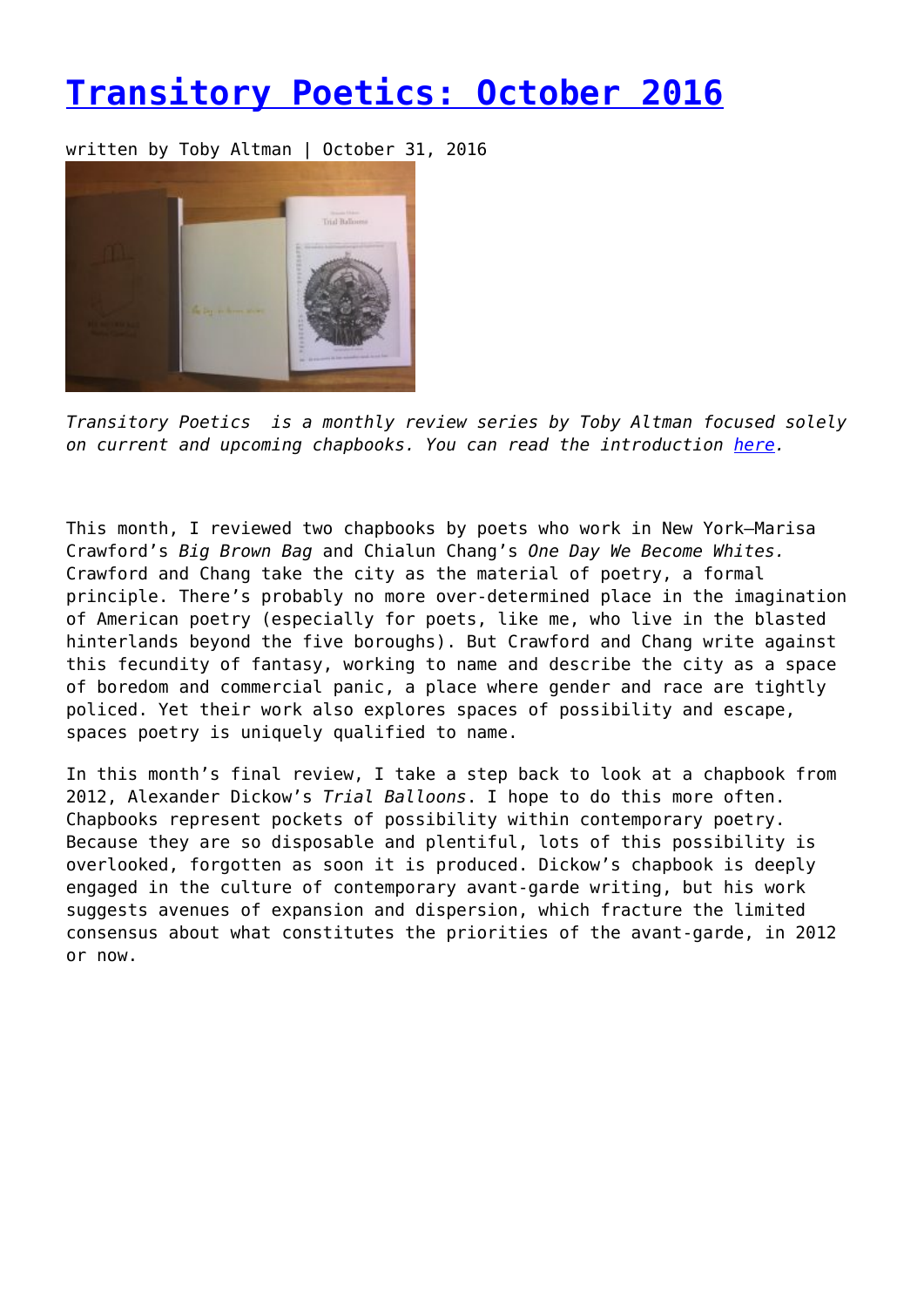# Transitory Poetics: October 2016

written by Toby Altman | October 31, 2016

*Transitory Poetics is a monthly review series by Toby Altman focused solely on current and upcoming chapbooks. You can read the introduction here.*

This month, I reviewed two chapbooks by poets who work in New York—Marisa Crawford's *Big Brown Bag* and Chialun Chang's *One Day We Become Whites.* Crawford and Chang take the city as the material of poetry, a formal principle. There's probably no more over-determined place in the imagination of American poetry (especially for poets, like me, who live in the blasted hinterlands beyond the five boroughs). But Crawford and Chang write against this fecundity of fantasy, working to name and describe the city as a space of boredom and commercial panic, a place where gender and race are tightly policed. Yet their work also explores spaces of possibility and escape, spaces poetry is uniquely qualified to name.

In this month's final review, I take a step back to look at a chapbook from 2012, Alexander Dickow's *Trial Balloons*. I hope to do this more often. Chapbooks represent pockets of possibility within contemporary poetry. Because they are so disposable and plentiful, lots of this possibility is overlooked, forgotten as soon it is produced. Dickow's chapbook is deeply engaged in the culture of contemporary avant-garde writing, but his work suggests avenues of expansion and dispersion, which fracture the limited consensus about what constitutes the priorities of the avant-garde, in 2012 or now.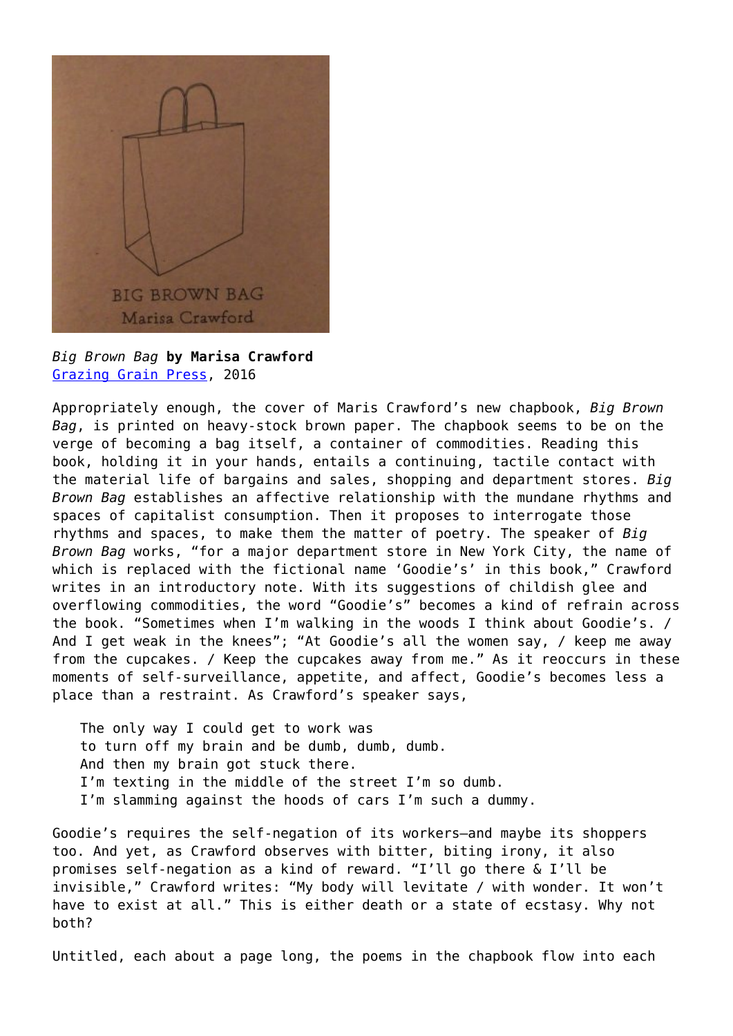*Big Brown Bag* **by Marisa Crawford**
[Grazing Grain Press](), 2016

Appropriately enough, the cover of Maris Crawford's new chapbook, *Big Brown Bag*, is printed on heavy-stock brown paper. The chapbook seems to be on the verge of becoming a bag itself, a container of commodities. Reading this book, holding it in your hands, entails a continuing, tactile contact with the material life of bargains and sales, shopping and department stores. *Big Brown Bag* establishes an affective relationship with the mundane rhythms and spaces of capitalist consumption. Then it proposes to interrogate those rhythms and spaces, to make them the matter of poetry. The speaker of *Big Brown Bag* works, "for a major department store in New York City, the name of which is replaced with the fictional name 'Goodie's' in this book," Crawford writes in an introductory note. With its suggestions of childish glee and overflowing commodities, the word "Goodie's" becomes a kind of refrain across the book. "Sometimes when I'm walking in the woods I think about Goodie's. / And I get weak in the knees"; "At Goodie's all the women say, / keep me away from the cupcakes. / Keep the cupcakes away from me." As it reoccurs in these moments of self-surveillance, appetite, and affect, Goodie's becomes less a place than a restraint. As Crawford's speaker says,

> The only way I could get to work was
> to turn off my brain and be dumb, dumb, dumb.
> And then my brain got stuck there.
> I'm texting in the middle of the street I'm so dumb.
> I'm slamming against the hoods of cars I'm such a dummy.

Goodie's requires the self-negation of its workers—and maybe its shoppers too. And yet, as Crawford observes with bitter, biting irony, it also promises self-negation as a kind of reward. "I'll go there & I'll be invisible," Crawford writes: "My body will levitate / with wonder. It won't have to exist at all." This is either death or a state of ecstasy. Why not both?

Untitled, each about a page long, the poems in the chapbook flow into each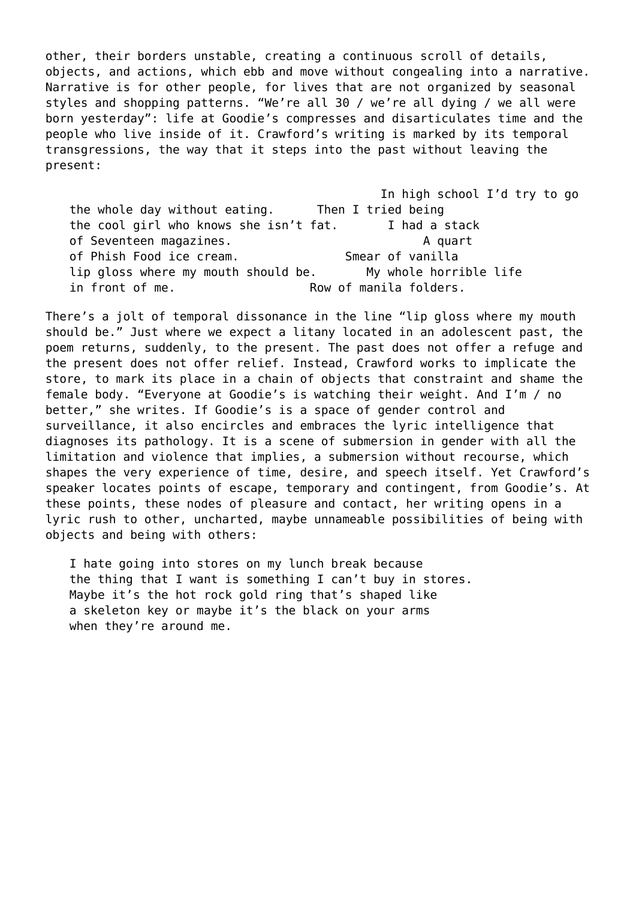other, their borders unstable, creating a continuous scroll of details, objects, and actions, which ebb and move without congealing into a narrative. Narrative is for other people, for lives that are not organized by seasonal styles and shopping patterns. “We’re all 30 / we’re all dying / we all were born yesterday”: life at Goodie’s compresses and disarticulates time and the people who live inside of it. Crawford’s writing is marked by its temporal transgressions, the way that it steps into the past without leaving the present:

> In high school I’d try to go
> the whole day without eating. Then I tried being
> the cool girl who knows she isn’t fat. I had a stack
> of Seventeen magazines. A quart
> of Phish Food ice cream. Smear of vanilla
> lip gloss where my mouth should be. My whole horrible life
> in front of me. Row of manila folders.

There’s a jolt of temporal dissonance in the line “lip gloss where my mouth should be.” Just where we expect a litany located in an adolescent past, the poem returns, suddenly, to the present. The past does not offer a refuge and the present does not offer relief. Instead, Crawford works to implicate the store, to mark its place in a chain of objects that constraint and shame the female body. “Everyone at Goodie’s is watching their weight. And I’m / no better,” she writes. If Goodie’s is a space of gender control and surveillance, it also encircles and embraces the lyric intelligence that diagnoses its pathology. It is a scene of submersion in gender with all the limitation and violence that implies, a submersion without recourse, which shapes the very experience of time, desire, and speech itself. Yet Crawford’s speaker locates points of escape, temporary and contingent, from Goodie’s. At these points, these nodes of pleasure and contact, her writing opens in a lyric rush to other, uncharted, maybe unnameable possibilities of being with objects and being with others:

> I hate going into stores on my lunch break because
> the thing that I want is something I can’t buy in stores.
> Maybe it’s the hot rock gold ring that’s shaped like
> a skeleton key or maybe it’s the black on your arms
> when they’re around me.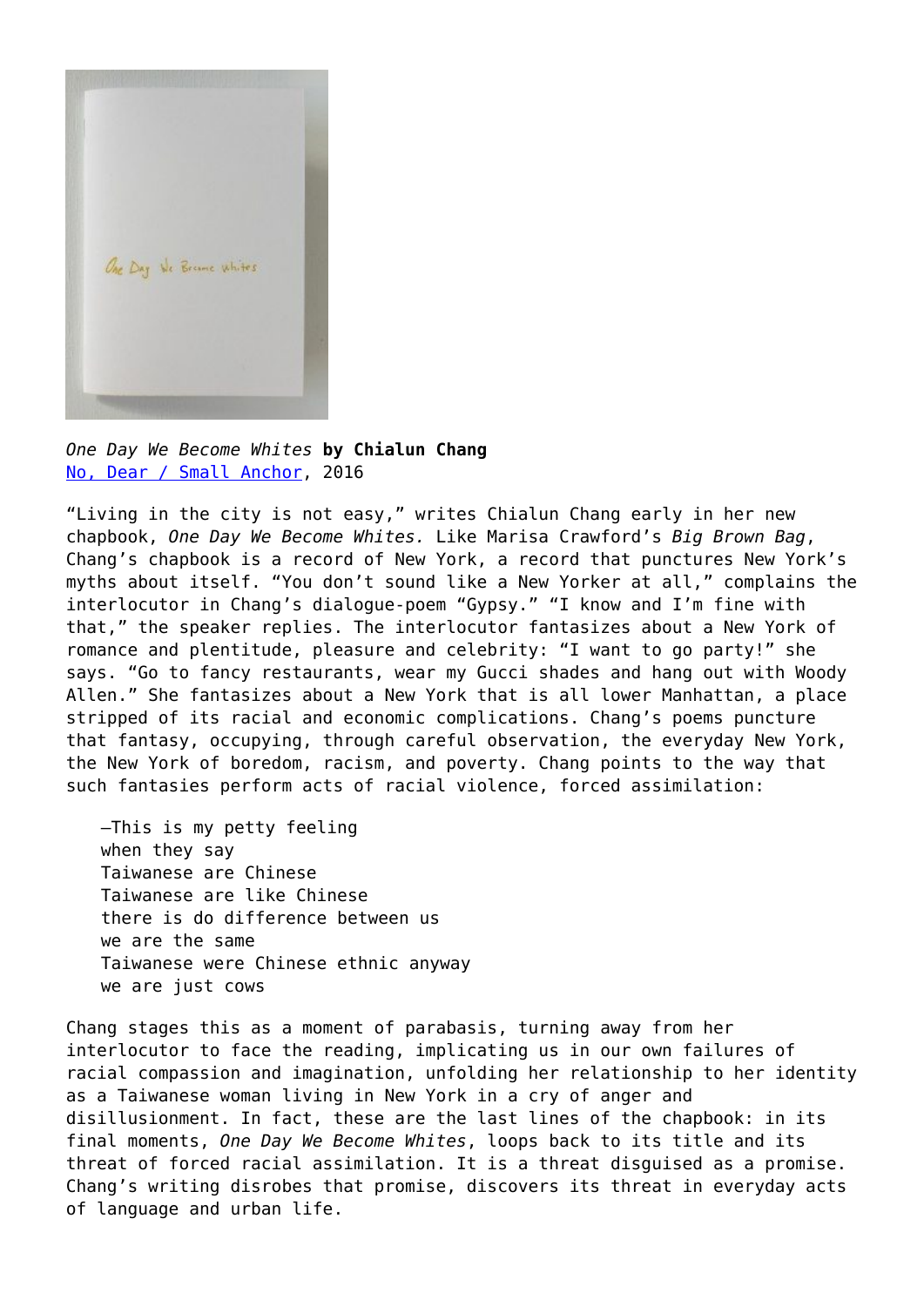*One Day We Become Whites* **by Chialun Chang**
[No, Dear / Small Anchor](#), 2016

"Living in the city is not easy," writes Chialun Chang early in her new chapbook, *One Day We Become Whites.* Like Marisa Crawford's *Big Brown Bag*, Chang's chapbook is a record of New York, a record that punctures New York's myths about itself. "You don't sound like a New Yorker at all," complains the interlocutor in Chang's dialogue-poem "Gypsy." "I know and I'm fine with that," the speaker replies. The interlocutor fantasizes about a New York of romance and plentitude, pleasure and celebrity: "I want to go party!" she says. "Go to fancy restaurants, wear my Gucci shades and hang out with Woody Allen." She fantasizes about a New York that is all lower Manhattan, a place stripped of its racial and economic complications. Chang's poems puncture that fantasy, occupying, through careful observation, the everyday New York, the New York of boredom, racism, and poverty. Chang points to the way that such fantasies perform acts of racial violence, forced assimilation:

> —This is my petty feeling
> when they say
> Taiwanese are Chinese
> Taiwanese are like Chinese
> there is do difference between us
> we are the same
> Taiwanese were Chinese ethnic anyway
> we are just cows

Chang stages this as a moment of parabasis, turning away from her interlocutor to face the reading, implicating us in our own failures of racial compassion and imagination, unfolding her relationship to her identity as a Taiwanese woman living in New York in a cry of anger and disillusionment. In fact, these are the last lines of the chapbook: in its final moments, *One Day We Become Whites*, loops back to its title and its threat of forced racial assimilation. It is a threat disguised as a promise. Chang's writing disrobes that promise, discovers its threat in everyday acts of language and urban life.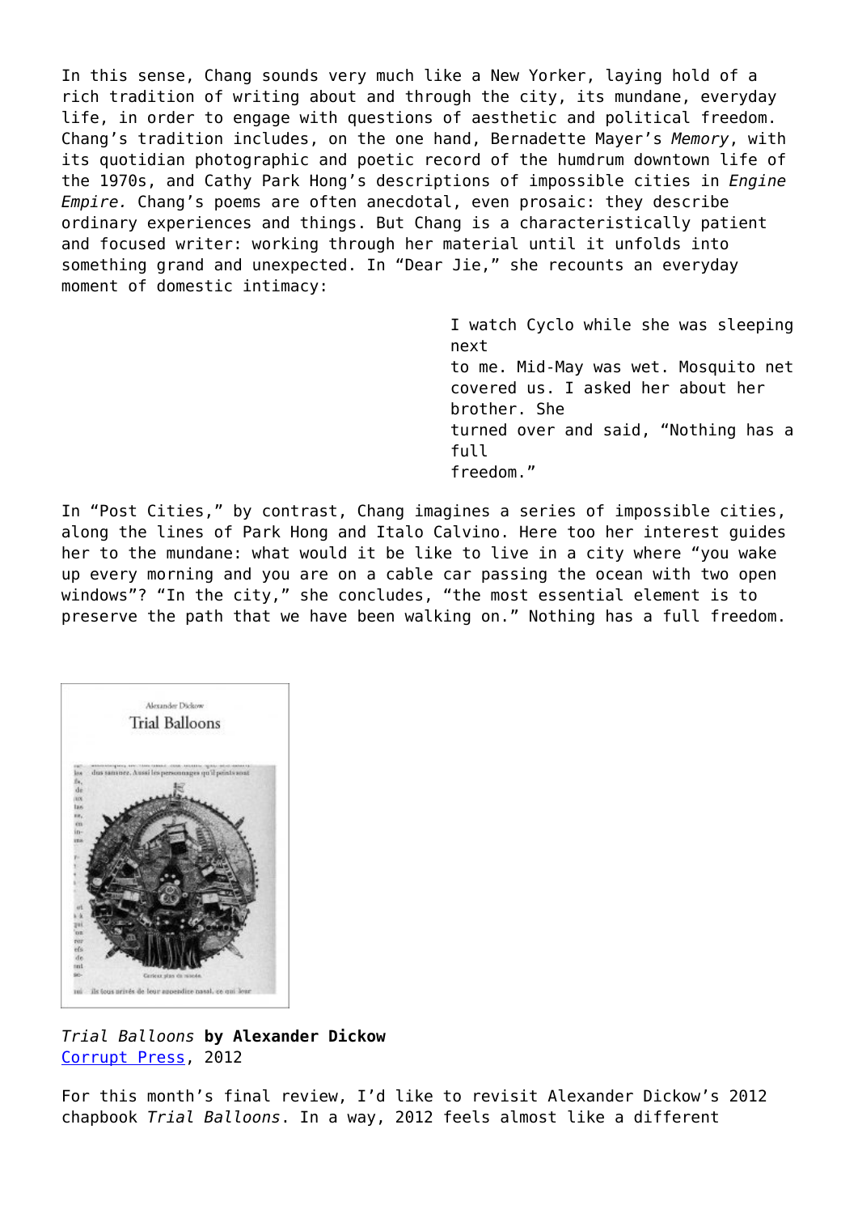In this sense, Chang sounds very much like a New Yorker, laying hold of a rich tradition of writing about and through the city, its mundane, everyday life, in order to engage with questions of aesthetic and political freedom. Chang's tradition includes, on the one hand, Bernadette Mayer's *Memory*, with its quotidian photographic and poetic record of the humdrum downtown life of the 1970s, and Cathy Park Hong's descriptions of impossible cities in *Engine Empire.* Chang's poems are often anecdotal, even prosaic: they describe ordinary experiences and things. But Chang is a characteristically patient and focused writer: working through her material until it unfolds into something grand and unexpected. In "Dear Jie," she recounts an everyday moment of domestic intimacy:

> I watch Cyclo while she was sleeping next
> to me. Mid-May was wet. Mosquito net
> covered us. I asked her about her brother. She
> turned over and said, "Nothing has a full
> freedom."

In "Post Cities," by contrast, Chang imagines a series of impossible cities, along the lines of Park Hong and Italo Calvino. Here too her interest guides her to the mundane: what would it be like to live in a city where "you wake up every morning and you are on a cable car passing the ocean with two open windows"? "In the city," she concludes, "the most essential element is to preserve the path that we have been walking on." Nothing has a full freedom.

*Trial Balloons* **by Alexander Dickow**
[Corrupt Press](), 2012

For this month's final review, I'd like to revisit Alexander Dickow's 2012 chapbook *Trial Balloons*. In a way, 2012 feels almost like a different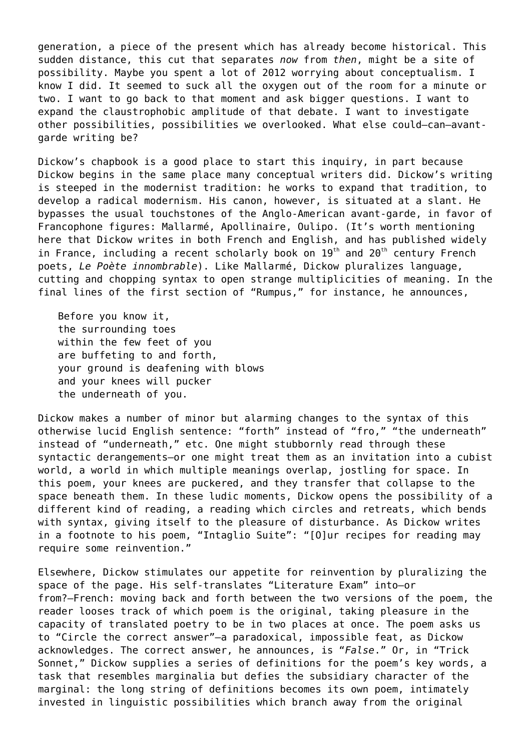generation, a piece of the present which has already become historical. This sudden distance, this cut that separates *now* from *then*, might be a site of possibility. Maybe you spent a lot of 2012 worrying about conceptualism. I know I did. It seemed to suck all the oxygen out of the room for a minute or two. I want to go back to that moment and ask bigger questions. I want to expand the claustrophobic amplitude of that debate. I want to investigate other possibilities, possibilities we overlooked. What else could—can—avant-garde writing be?

Dickow's chapbook is a good place to start this inquiry, in part because Dickow begins in the same place many conceptual writers did. Dickow's writing is steeped in the modernist tradition: he works to expand that tradition, to develop a radical modernism. His canon, however, is situated at a slant. He bypasses the usual touchstones of the Anglo-American avant-garde, in favor of Francophone figures: Mallarmé, Apollinaire, Oulipo. (It's worth mentioning here that Dickow writes in both French and English, and has published widely in France, including a recent scholarly book on 19th and 20th century French poets, *Le Poète innombrable*). Like Mallarmé, Dickow pluralizes language, cutting and chopping syntax to open strange multiplicities of meaning. In the final lines of the first section of "Rumpus," for instance, he announces,

> Before you know it,
> the surrounding toes
> within the few feet of you
> are buffeting to and forth,
> your ground is deafening with blows
> and your knees will pucker
> the underneath of you.

Dickow makes a number of minor but alarming changes to the syntax of this otherwise lucid English sentence: "forth" instead of "fro," "the underneath" instead of "underneath," etc. One might stubbornly read through these syntactic derangements—or one might treat them as an invitation into a cubist world, a world in which multiple meanings overlap, jostling for space. In this poem, your knees are puckered, and they transfer that collapse to the space beneath them. In these ludic moments, Dickow opens the possibility of a different kind of reading, a reading which circles and retreats, which bends with syntax, giving itself to the pleasure of disturbance. As Dickow writes in a footnote to his poem, "Intaglio Suite": "[O]ur recipes for reading may require some reinvention."

Elsewhere, Dickow stimulates our appetite for reinvention by pluralizing the space of the page. His self-translates "Literature Exam" into—or from?—French: moving back and forth between the two versions of the poem, the reader looses track of which poem is the original, taking pleasure in the capacity of translated poetry to be in two places at once. The poem asks us to "Circle the correct answer"—a paradoxical, impossible feat, as Dickow acknowledges. The correct answer, he announces, is "*False*." Or, in "Trick Sonnet," Dickow supplies a series of definitions for the poem's key words, a task that resembles marginalia but defies the subsidiary character of the marginal: the long string of definitions becomes its own poem, intimately invested in linguistic possibilities which branch away from the original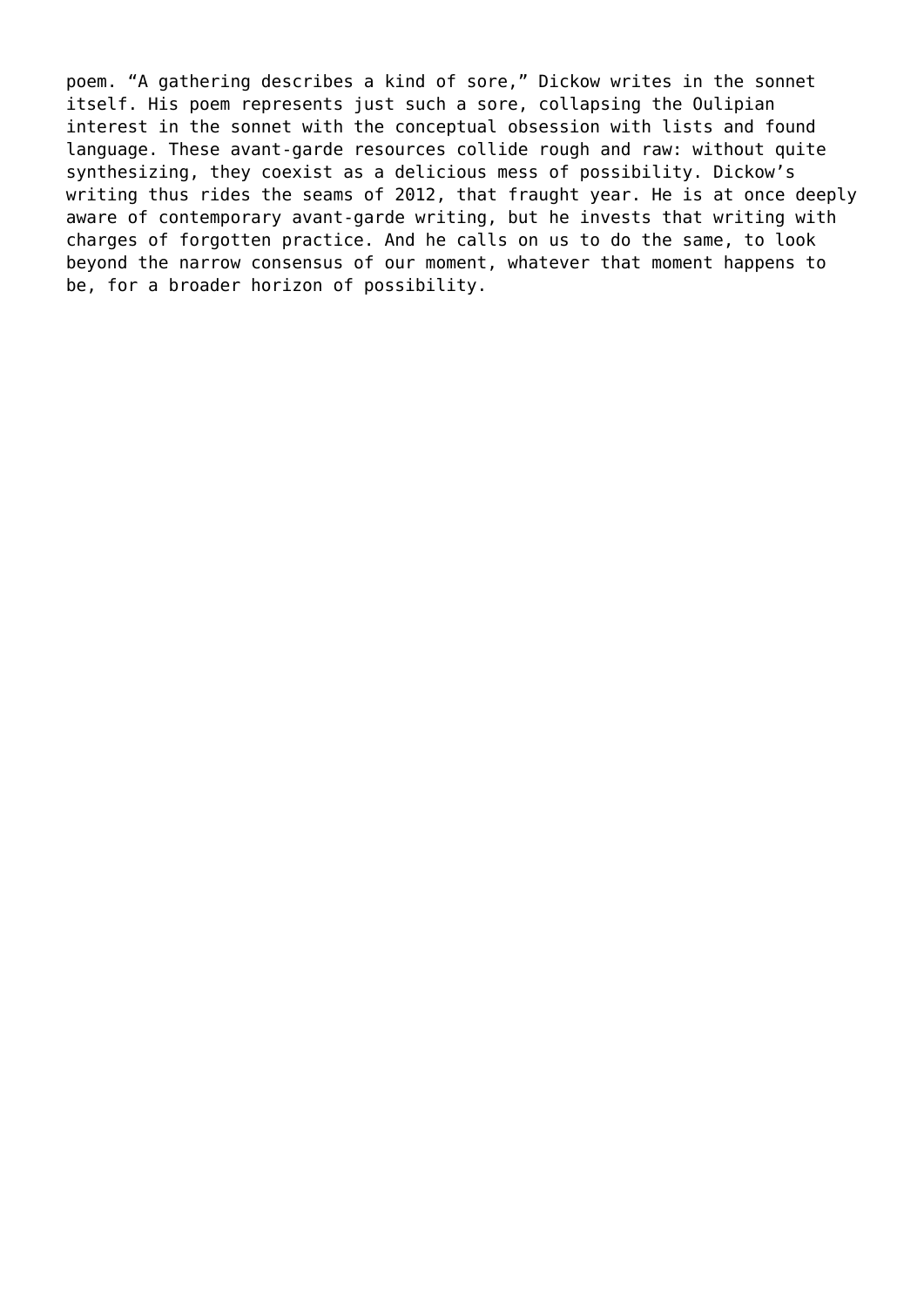poem. “A gathering describes a kind of sore,” Dickow writes in the sonnet itself. His poem represents just such a sore, collapsing the Oulipian interest in the sonnet with the conceptual obsession with lists and found language. These avant-garde resources collide rough and raw: without quite synthesizing, they coexist as a delicious mess of possibility. Dickow’s writing thus rides the seams of 2012, that fraught year. He is at once deeply aware of contemporary avant-garde writing, but he invests that writing with charges of forgotten practice. And he calls on us to do the same, to look beyond the narrow consensus of our moment, whatever that moment happens to be, for a broader horizon of possibility.